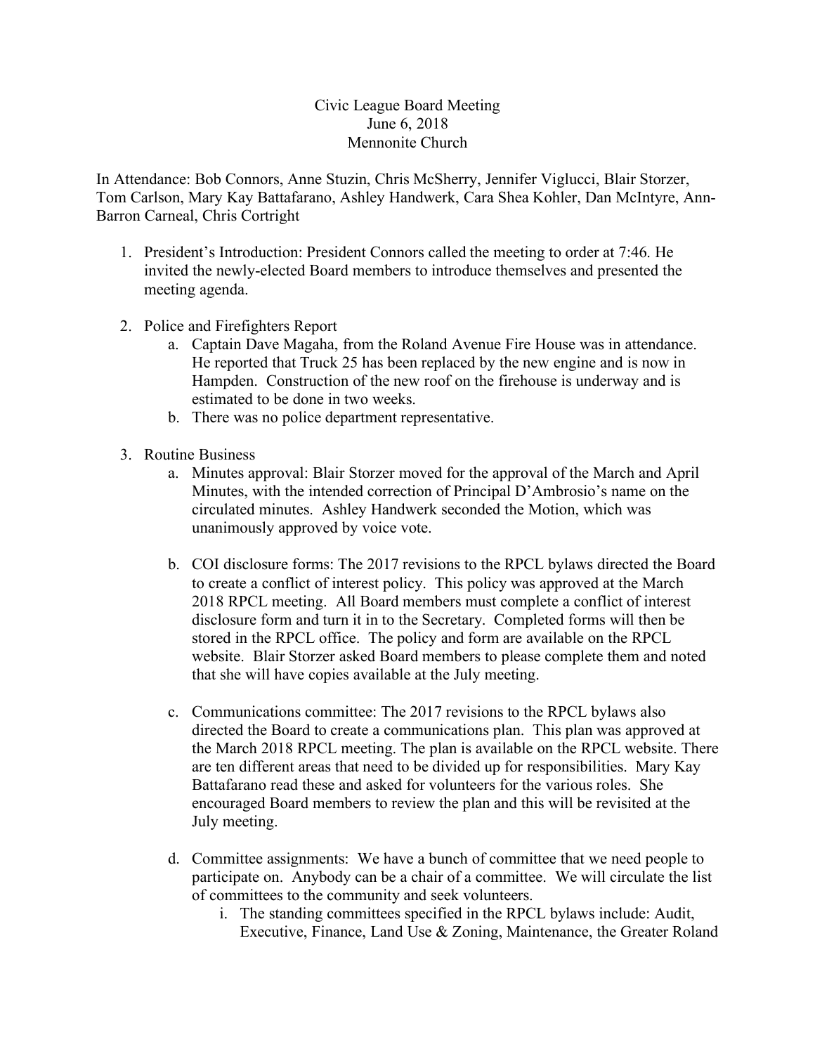# Civic League Board Meeting
June 6, 2018
Mennonite Church

In Attendance: Bob Connors, Anne Stuzin, Chris McSherry, Jennifer Viglucci, Blair Storzer, Tom Carlson, Mary Kay Battafarano, Ashley Handwerk, Cara Shea Kohler, Dan McIntyre, Ann-Barron Carneal, Chris Cortright

1. President's Introduction: President Connors called the meeting to order at 7:46. He invited the newly-elected Board members to introduce themselves and presented the meeting agenda.

2. Police and Firefighters Report
   a. Captain Dave Magaha, from the Roland Avenue Fire House was in attendance. He reported that Truck 25 has been replaced by the new engine and is now in Hampden. Construction of the new roof on the firehouse is underway and is estimated to be done in two weeks.
   b. There was no police department representative.

3. Routine Business
   a. Minutes approval: Blair Storzer moved for the approval of the March and April Minutes, with the intended correction of Principal D'Ambrosio's name on the circulated minutes. Ashley Handwerk seconded the Motion, which was unanimously approved by voice vote.

   b. COI disclosure forms: The 2017 revisions to the RPCL bylaws directed the Board to create a conflict of interest policy. This policy was approved at the March 2018 RPCL meeting. All Board members must complete a conflict of interest disclosure form and turn it in to the Secretary. Completed forms will then be stored in the RPCL office. The policy and form are available on the RPCL website. Blair Storzer asked Board members to please complete them and noted that she will have copies available at the July meeting.

   c. Communications committee: The 2017 revisions to the RPCL bylaws also directed the Board to create a communications plan. This plan was approved at the March 2018 RPCL meeting. The plan is available on the RPCL website. There are ten different areas that need to be divided up for responsibilities. Mary Kay Battafarano read these and asked for volunteers for the various roles. She encouraged Board members to review the plan and this will be revisited at the July meeting.

   d. Committee assignments: We have a bunch of committee that we need people to participate on. Anybody can be a chair of a committee. We will circulate the list of committees to the community and seek volunteers.
      i. The standing committees specified in the RPCL bylaws include: Audit, Executive, Finance, Land Use & Zoning, Maintenance, the Greater Roland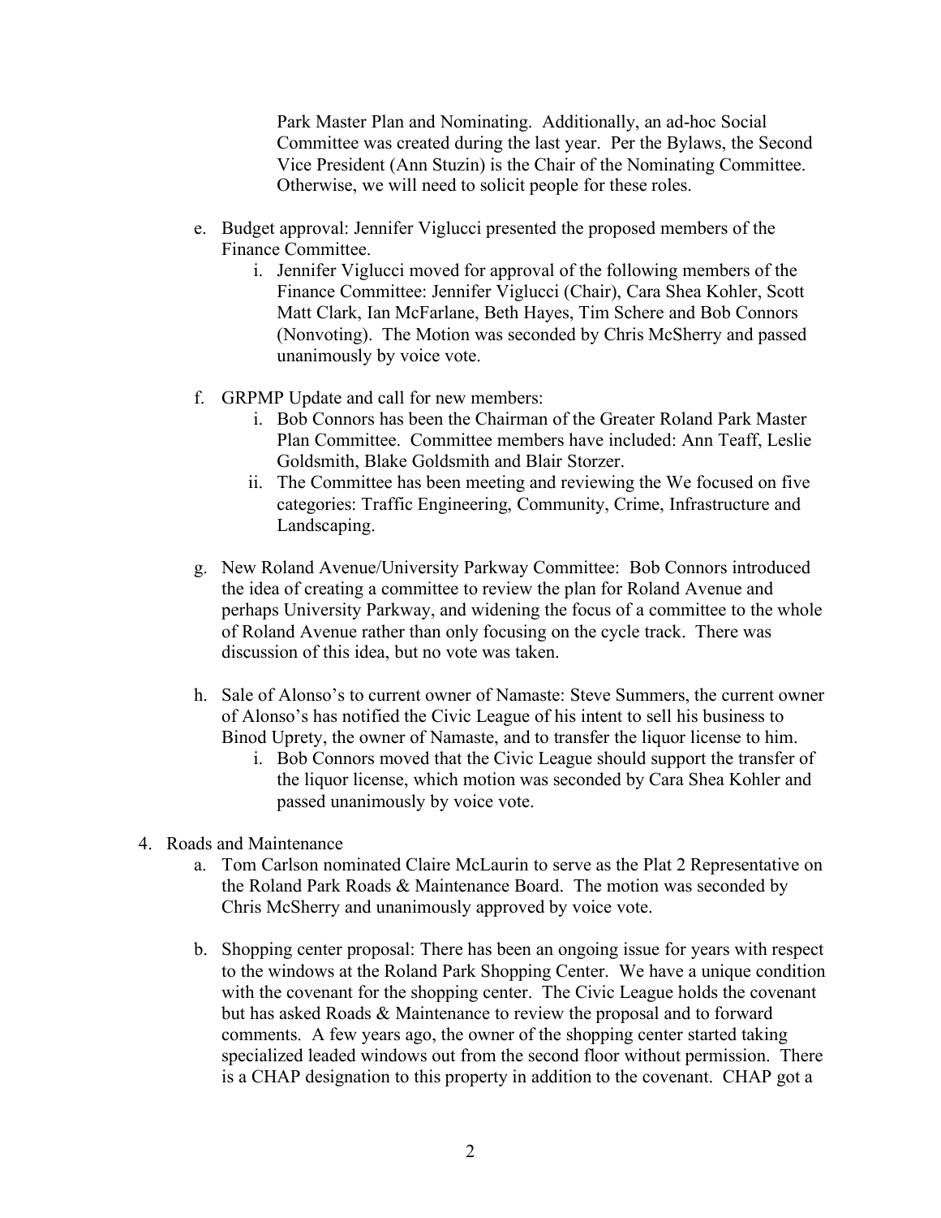Park Master Plan and Nominating. Additionally, an ad-hoc Social Committee was created during the last year. Per the Bylaws, the Second Vice President (Ann Stuzin) is the Chair of the Nominating Committee. Otherwise, we will need to solicit people for these roles.

e. Budget approval: Jennifer Viglucci presented the proposed members of the Finance Committee.
   i. Jennifer Viglucci moved for approval of the following members of the Finance Committee: Jennifer Viglucci (Chair), Cara Shea Kohler, Scott Matt Clark, Ian McFarlane, Beth Hayes, Tim Schere and Bob Connors (Nonvoting). The Motion was seconded by Chris McSherry and passed unanimously by voice vote.

f. GRPMP Update and call for new members:
   i. Bob Connors has been the Chairman of the Greater Roland Park Master Plan Committee. Committee members have included: Ann Teaff, Leslie Goldsmith, Blake Goldsmith and Blair Storzer.
   ii. The Committee has been meeting and reviewing the We focused on five categories: Traffic Engineering, Community, Crime, Infrastructure and Landscaping.

g. New Roland Avenue/University Parkway Committee: Bob Connors introduced the idea of creating a committee to review the plan for Roland Avenue and perhaps University Parkway, and widening the focus of a committee to the whole of Roland Avenue rather than only focusing on the cycle track. There was discussion of this idea, but no vote was taken.

h. Sale of Alonso's to current owner of Namaste: Steve Summers, the current owner of Alonso's has notified the Civic League of his intent to sell his business to Binod Uprety, the owner of Namaste, and to transfer the liquor license to him.
   i. Bob Connors moved that the Civic League should support the transfer of the liquor license, which motion was seconded by Cara Shea Kohler and passed unanimously by voice vote.

4. Roads and Maintenance
   a. Tom Carlson nominated Claire McLaurin to serve as the Plat 2 Representative on the Roland Park Roads & Maintenance Board. The motion was seconded by Chris McSherry and unanimously approved by voice vote.

   b. Shopping center proposal: There has been an ongoing issue for years with respect to the windows at the Roland Park Shopping Center. We have a unique condition with the covenant for the shopping center. The Civic League holds the covenant but has asked Roads & Maintenance to review the proposal and to forward comments. A few years ago, the owner of the shopping center started taking specialized leaded windows out from the second floor without permission. There is a CHAP designation to this property in addition to the covenant. CHAP got a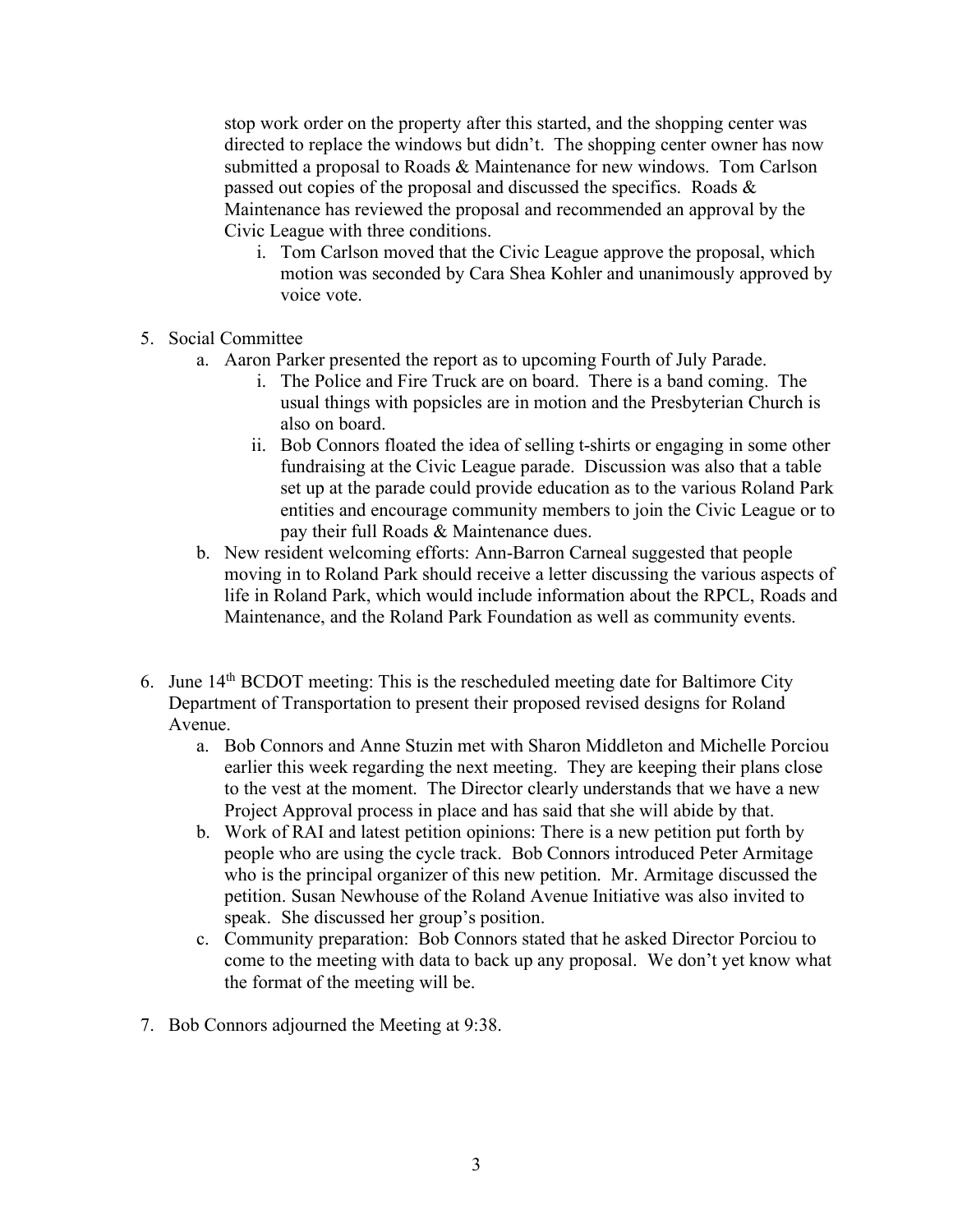stop work order on the property after this started, and the shopping center was directed to replace the windows but didn't. The shopping center owner has now submitted a proposal to Roads & Maintenance for new windows. Tom Carlson passed out copies of the proposal and discussed the specifics. Roads & Maintenance has reviewed the proposal and recommended an approval by the Civic League with three conditions.

    i. Tom Carlson moved that the Civic League approve the proposal, which motion was seconded by Cara Shea Kohler and unanimously approved by voice vote.

5. Social Committee
    a. Aaron Parker presented the report as to upcoming Fourth of July Parade.
        i. The Police and Fire Truck are on board. There is a band coming. The usual things with popsicles are in motion and the Presbyterian Church is also on board.
        ii. Bob Connors floated the idea of selling t-shirts or engaging in some other fundraising at the Civic League parade. Discussion was also that a table set up at the parade could provide education as to the various Roland Park entities and encourage community members to join the Civic League or to pay their full Roads & Maintenance dues.
    b. New resident welcoming efforts: Ann-Barron Carneal suggested that people moving in to Roland Park should receive a letter discussing the various aspects of life in Roland Park, which would include information about the RPCL, Roads and Maintenance, and the Roland Park Foundation as well as community events.

6. June 14th BCDOT meeting: This is the rescheduled meeting date for Baltimore City Department of Transportation to present their proposed revised designs for Roland Avenue.
    a. Bob Connors and Anne Stuzin met with Sharon Middleton and Michelle Porciou earlier this week regarding the next meeting. They are keeping their plans close to the vest at the moment. The Director clearly understands that we have a new Project Approval process in place and has said that she will abide by that.
    b. Work of RAI and latest petition opinions: There is a new petition put forth by people who are using the cycle track. Bob Connors introduced Peter Armitage who is the principal organizer of this new petition. Mr. Armitage discussed the petition. Susan Newhouse of the Roland Avenue Initiative was also invited to speak. She discussed her group's position.
    c. Community preparation: Bob Connors stated that he asked Director Porciou to come to the meeting with data to back up any proposal. We don't yet know what the format of the meeting will be.

7. Bob Connors adjourned the Meeting at 9:38.